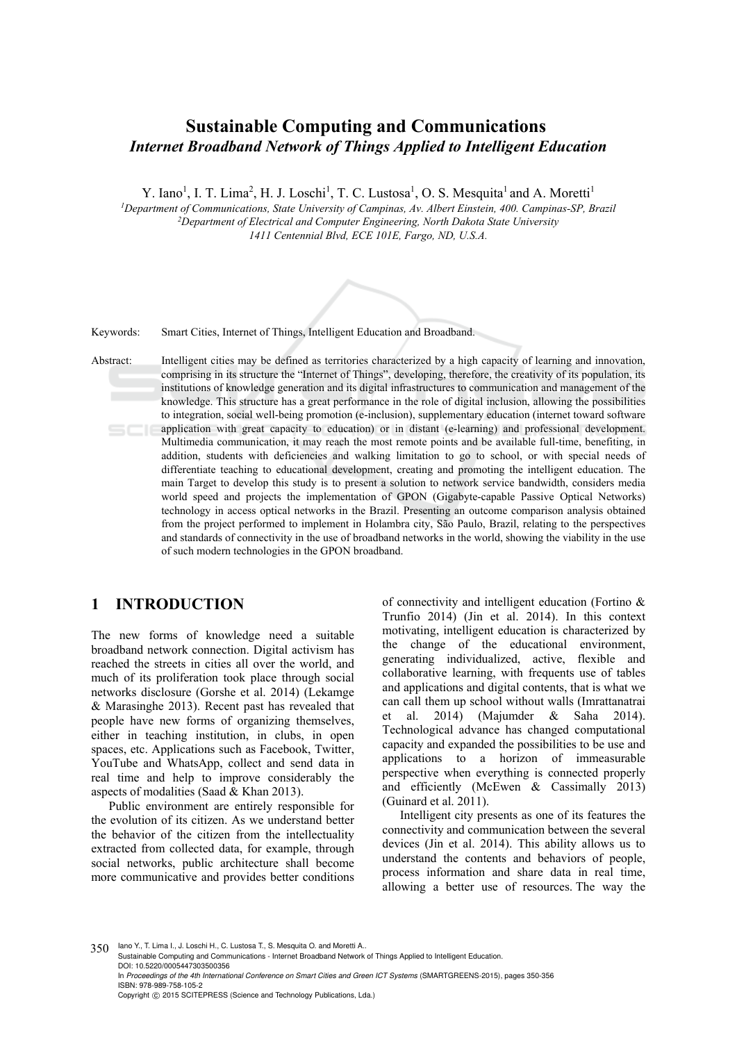# Sustainable Computing and Communications

## *Internet Broadband Network of Things Applied to Intelligent Education*

Y. Iano[1], I. T. Lima[2], H. J. Loschi[1], T. C. Lustosa[1], O. S. Mesquita[1] and A. Moretti[1]

[1]*Department of Communications, State University of Campinas, Av. Albert Einstein, 400. Campinas-SP, Brazil*
[2]*Department of Electrical and Computer Engineering, North Dakota State University*
*1411 Centennial Blvd, ECE 101E, Fargo, ND, U.S.A.*

Keywords: Smart Cities, Internet of Things, Intelligent Education and Broadband.

Abstract: Intelligent cities may be defined as territories characterized by a high capacity of learning and innovation, comprising in its structure the "Internet of Things", developing, therefore, the creativity of its population, its institutions of knowledge generation and its digital infrastructures to communication and management of the knowledge. This structure has a great performance in the role of digital inclusion, allowing the possibilities to integration, social well-being promotion (e-inclusion), supplementary education (internet toward software application with great capacity to education) or in distant (e-learning) and professional development. Multimedia communication, it may reach the most remote points and be available full-time, benefiting, in addition, students with deficiencies and walking limitation to go to school, or with special needs of differentiate teaching to educational development, creating and promoting the intelligent education. The main Target to develop this study is to present a solution to network service bandwidth, considers media world speed and projects the implementation of GPON (Gigabyte-capable Passive Optical Networks) technology in access optical networks in the Brazil. Presenting an outcome comparison analysis obtained from the project performed to implement in Holambra city, São Paulo, Brazil, relating to the perspectives and standards of connectivity in the use of broadband networks in the world, showing the viability in the use of such modern technologies in the GPON broadband.

## 1 INTRODUCTION

The new forms of knowledge need a suitable broadband network connection. Digital activism has reached the streets in cities all over the world, and much of its proliferation took place through social networks disclosure (Gorshe et al. 2014) (Lekamge & Marasinghe 2013). Recent past has revealed that people have new forms of organizing themselves, either in teaching institution, in clubs, in open spaces, etc. Applications such as Facebook, Twitter, YouTube and WhatsApp, collect and send data in real time and help to improve considerably the aspects of modalities (Saad & Khan 2013).

Public environment are entirely responsible for the evolution of its citizen. As we understand better the behavior of the citizen from the intellectuality extracted from collected data, for example, through social networks, public architecture shall become more communicative and provides better conditions of connectivity and intelligent education (Fortino & Trunfio 2014) (Jin et al. 2014). In this context motivating, intelligent education is characterized by the change of the educational environment, generating individualized, active, flexible and collaborative learning, with frequents use of tables and applications and digital contents, that is what we can call them up school without walls (Imrattanatrai et al. 2014) (Majumder & Saha 2014). Technological advance has changed computational capacity and expanded the possibilities to be use and applications to a horizon of immeasurable perspective when everything is connected properly and efficiently (McEwen & Cassimally 2013) (Guinard et al. 2011).

Intelligent city presents as one of its features the connectivity and communication between the several devices (Jin et al. 2014). This ability allows us to understand the contents and behaviors of people, process information and share data in real time, allowing a better use of resources. The way the

Iano Y., T. Lima I., J. Loschi H., C. Lustosa T., S. Mesquita O. and Moretti A..
Sustainable Computing and Communications - Internet Broadband Network of Things Applied to Intelligent Education.
DOI: 10.5220/0005447303500356
In *Proceedings of the 4th International Conference on Smart Cities and Green ICT Systems* (SMARTGREENS-2015), pages 350-356
ISBN: 978-989-758-105-2
Copyright © 2015 SCITEPRESS (Science and Technology Publications, Lda.)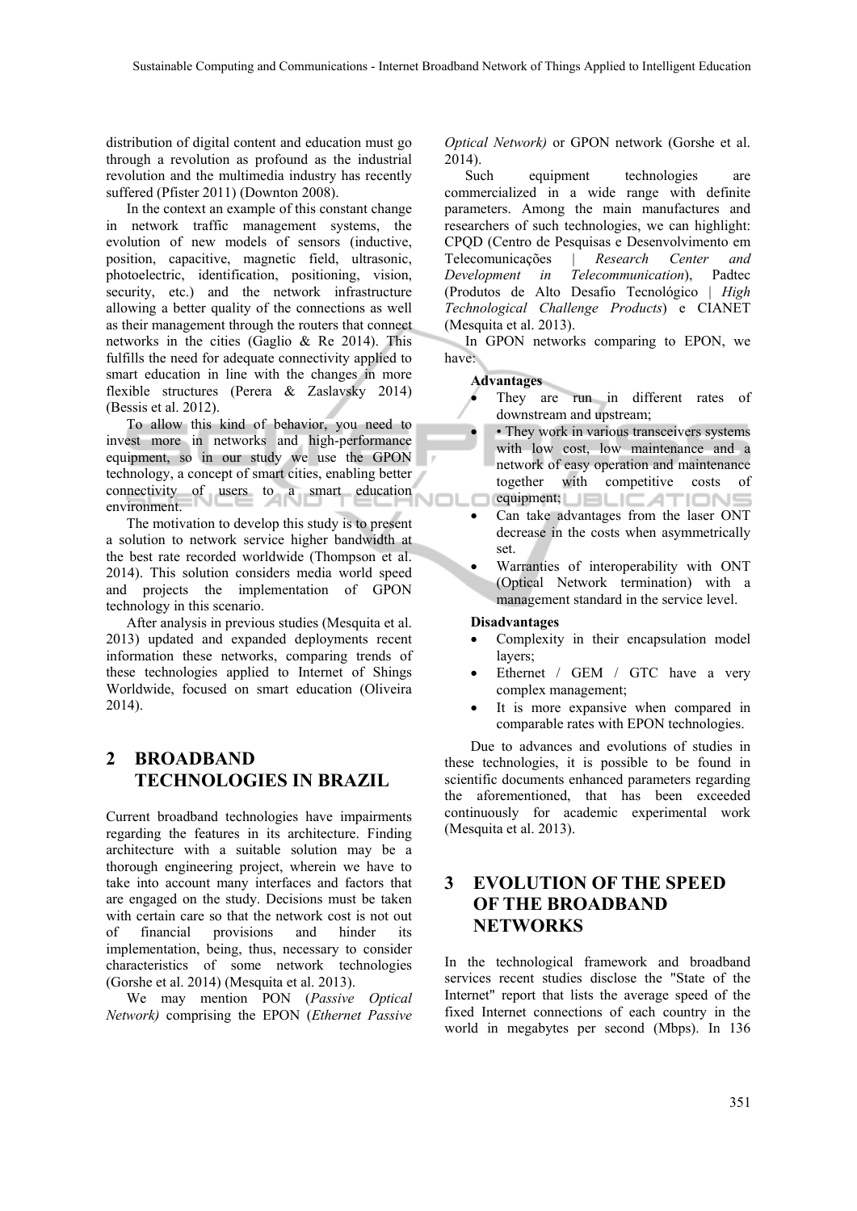distribution of digital content and education must go through a revolution as profound as the industrial revolution and the multimedia industry has recently suffered (Pfister 2011) (Downton 2008).

In the context an example of this constant change in network traffic management systems, the evolution of new models of sensors (inductive, position, capacitive, magnetic field, ultrasonic, photoelectric, identification, positioning, vision, security, etc.) and the network infrastructure allowing a better quality of the connections as well as their management through the routers that connect networks in the cities (Gaglio & Re 2014). This fulfills the need for adequate connectivity applied to smart education in line with the changes in more flexible structures (Perera & Zaslavsky 2014) (Bessis et al. 2012).

To allow this kind of behavior, you need to invest more in networks and high-performance equipment, so in our study we use the GPON technology, a concept of smart cities, enabling better connectivity of users to a smart education environment.

The motivation to develop this study is to present a solution to network service higher bandwidth at the best rate recorded worldwide (Thompson et al. 2014). This solution considers media world speed and projects the implementation of GPON technology in this scenario.

After analysis in previous studies (Mesquita et al. 2013) updated and expanded deployments recent information these networks, comparing trends of these technologies applied to Internet of Shings Worldwide, focused on smart education (Oliveira 2014).

## 2 BROADBAND TECHNOLOGIES IN BRAZIL

Current broadband technologies have impairments regarding the features in its architecture. Finding architecture with a suitable solution may be a thorough engineering project, wherein we have to take into account many interfaces and factors that are engaged on the study. Decisions must be taken with certain care so that the network cost is not out of financial provisions and hinder its implementation, being, thus, necessary to consider characteristics of some network technologies (Gorshe et al. 2014) (Mesquita et al. 2013).

We may mention PON (*Passive Optical Network)* comprising the EPON (*Ethernet Passive Optical Network)* or GPON network (Gorshe et al. 2014).

Such equipment technologies are commercialized in a wide range with definite parameters. Among the main manufactures and researchers of such technologies, we can highlight: CPQD (Centro de Pesquisas e Desenvolvimento em Telecomunicações | *Research Center and Development in Telecommunication*), Padtec (Produtos de Alto Desafio Tecnológico | *High Technological Challenge Products*) e CIANET (Mesquita et al. 2013).

In GPON networks comparing to EPON, we have:

**Advantages**

- They are run in different rates of downstream and upstream;
- • They work in various transceivers systems with low cost, low maintenance and a network of easy operation and maintenance together with competitive costs of equipment;
- Can take advantages from the laser ONT decrease in the costs when asymmetrically set.
- Warranties of interoperability with ONT (Optical Network termination) with a management standard in the service level.

**Disadvantages**

- Complexity in their encapsulation model layers;
- Ethernet / GEM / GTC have a very complex management;
- It is more expansive when compared in comparable rates with EPON technologies.

Due to advances and evolutions of studies in these technologies, it is possible to be found in scientific documents enhanced parameters regarding the aforementioned, that has been exceeded continuously for academic experimental work (Mesquita et al. 2013).

## 3 EVOLUTION OF THE SPEED OF THE BROADBAND NETWORKS

In the technological framework and broadband services recent studies disclose the "State of the Internet" report that lists the average speed of the fixed Internet connections of each country in the world in megabytes per second (Mbps). In 136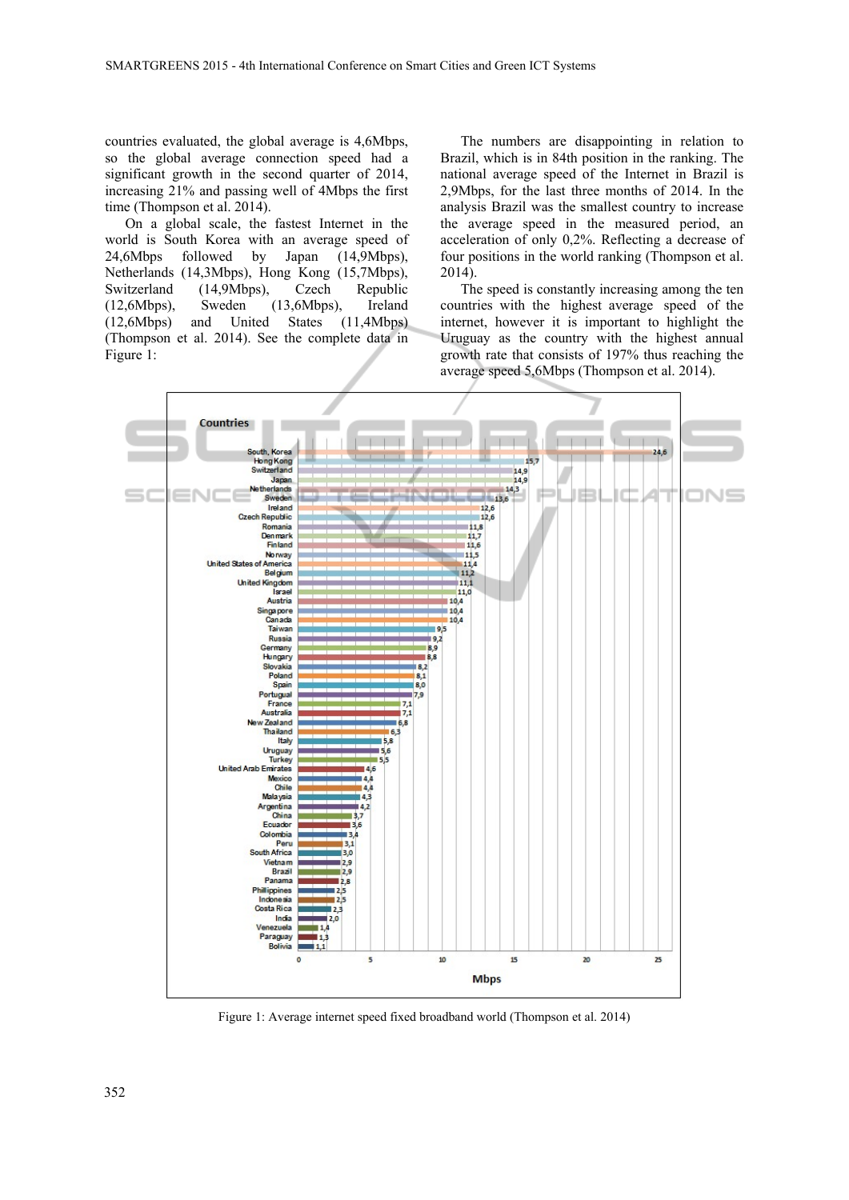countries evaluated, the global average is 4,6Mbps, so the global average connection speed had a significant growth in the second quarter of 2014, increasing 21% and passing well of 4Mbps the first time (Thompson et al. 2014).

On a global scale, the fastest Internet in the world is South Korea with an average speed of 24,6Mbps followed by Japan (14,9Mbps), Netherlands (14,3Mbps), Hong Kong (15,7Mbps), Switzerland (14,9Mbps), Czech Republic (12,6Mbps), Sweden (13,6Mbps), Ireland (12,6Mbps) and United States (11,4Mbps) (Thompson et al. 2014). See the complete data in Figure 1:

The numbers are disappointing in relation to Brazil, which is in 84th position in the ranking. The national average speed of the Internet in Brazil is 2,9Mbps, for the last three months of 2014. In the analysis Brazil was the smallest country to increase the average speed in the measured period, an acceleration of only 0,2%. Reflecting a decrease of four positions in the world ranking (Thompson et al. 2014).

The speed is constantly increasing among the ten countries with the highest average speed of the internet, however it is important to highlight the Uruguay as the country with the highest annual growth rate that consists of 197% thus reaching the average speed 5,6Mbps (Thompson et al. 2014).

| Countries | Mbps |
|---|---|
| South, Korea | 24,6 |
| Hong Kong | 15,7 |
| Switzerland | 14,9 |
| Japan | 14,9 |
| Netherlands | 14,3 |
| Sweden | 13,6 |
| Ireland | 12,6 |
| Czech Republic | 12,6 |
| Romania | 11,8 |
| Denmark | 11,7 |
| Finland | 11,6 |
| Norway | 11,5 |
| United States of America | 11,4 |
| Belgium | 11,2 |
| United Kingdom | 11,1 |
| Israel | 11,0 |
| Austria | 10,4 |
| Singapore | 10,4 |
| Canada | 10,4 |
| Taiwan | 9,5 |
| Russia | 9,2 |
| Germany | 8,9 |
| Hungary | 8,8 |
| Slovakia | 8,2 |
| Poland | 8,1 |
| Spain | 8,0 |
| Portugal | 7,9 |
| France | 7,1 |
| Australia | 7,1 |
| New Zealand | 6,8 |
| Thailand | 6,3 |
| Italy | 5,8 |
| Uruguay | 5,6 |
| Turkey | 5,5 |
| United Arab Emirates | 4,6 |
| Mexico | 4,4 |
| Chile | 4,4 |
| Malaysia | 4,3 |
| Argentina | 4,2 |
| China | 3,7 |
| Ecuador | 3,6 |
| Colombia | 3,4 |
| Peru | 3,1 |
| South Africa | 3,0 |
| Vietnam | 2,9 |
| Brazil | 2,9 |
| Panama | 2,8 |
| Phillippines | 2,5 |
| Indonesia | 2,5 |
| Costa Rica | 2,3 |
| India | 2,0 |
| Venezuela | 1,4 |
| Paraguay | 1,3 |
| Bolivia | 1,1 |

Figure 1: Average internet speed fixed broadband world (Thompson et al. 2014)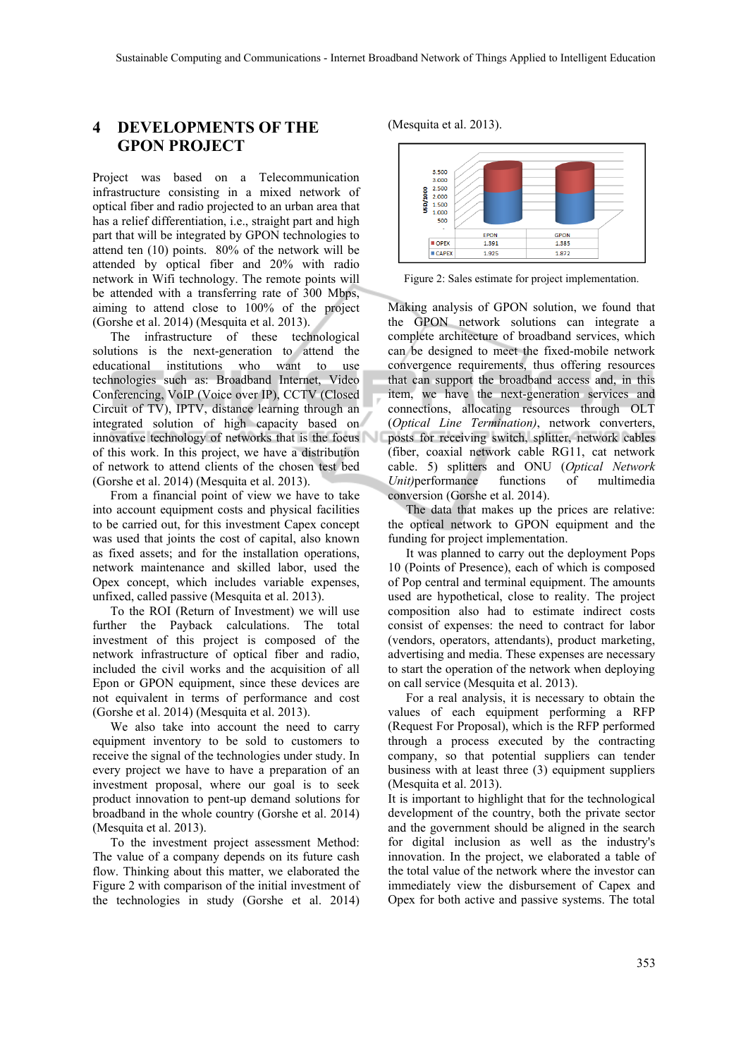# 4 DEVELOPMENTS OF THE GPON PROJECT

Project was based on a Telecommunication infrastructure consisting in a mixed network of optical fiber and radio projected to an urban area that has a relief differentiation, i.e., straight part and high part that will be integrated by GPON technologies to attend ten (10) points. 80% of the network will be attended by optical fiber and 20% with radio network in Wifi technology. The remote points will be attended with a transferring rate of 300 Mbps, aiming to attend close to 100% of the project (Gorshe et al. 2014) (Mesquita et al. 2013).

The infrastructure of these technological solutions is the next-generation to attend the educational institutions who want to use technologies such as: Broadband Internet, Video Conferencing, VoIP (Voice over IP), CCTV (Closed Circuit of TV), IPTV, distance learning through an integrated solution of high capacity based on innovative technology of networks that is the focus of this work. In this project, we have a distribution of network to attend clients of the chosen test bed (Gorshe et al. 2014) (Mesquita et al. 2013).

From a financial point of view we have to take into account equipment costs and physical facilities to be carried out, for this investment Capex concept was used that joints the cost of capital, also known as fixed assets; and for the installation operations, network maintenance and skilled labor, used the Opex concept, which includes variable expenses, unfixed, called passive (Mesquita et al. 2013).

To the ROI (Return of Investment) we will use further the Payback calculations. The total investment of this project is composed of the network infrastructure of optical fiber and radio, included the civil works and the acquisition of all Epon or GPON equipment, since these devices are not equivalent in terms of performance and cost (Gorshe et al. 2014) (Mesquita et al. 2013).

We also take into account the need to carry equipment inventory to be sold to customers to receive the signal of the technologies under study. In every project we have to have a preparation of an investment proposal, where our goal is to seek product innovation to pent-up demand solutions for broadband in the whole country (Gorshe et al. 2014) (Mesquita et al. 2013).

To the investment project assessment Method: The value of a company depends on its future cash flow. Thinking about this matter, we elaborated the Figure 2 with comparison of the initial investment of the technologies in study (Gorshe et al. 2014) (Mesquita et al. 2013).

| | EPON | GPON |
|---|---|---|
| OPEX | 1.361 | 1.385 |
| CAPEX | 1.925 | 1.872 |

Figure 2: Sales estimate for project implementation.

Making analysis of GPON solution, we found that the GPON network solutions can integrate a complete architecture of broadband services, which can be designed to meet the fixed-mobile network convergence requirements, thus offering resources that can support the broadband access and, in this item, we have the next-generation services and connections, allocating resources through OLT (*Optical Line Termination)*, network converters, posts for receiving switch, splitter, network cables (fiber, coaxial network cable RG11, cat network cable. 5) splitters and ONU (*Optical Network Unit)*performance functions of multimedia conversion (Gorshe et al. 2014).

The data that makes up the prices are relative: the optical network to GPON equipment and the funding for project implementation.

It was planned to carry out the deployment Pops 10 (Points of Presence), each of which is composed of Pop central and terminal equipment. The amounts used are hypothetical, close to reality. The project composition also had to estimate indirect costs consist of expenses: the need to contract for labor (vendors, operators, attendants), product marketing, advertising and media. These expenses are necessary to start the operation of the network when deploying on call service (Mesquita et al. 2013).

For a real analysis, it is necessary to obtain the values of each equipment performing a RFP (Request For Proposal), which is the RFP performed through a process executed by the contracting company, so that potential suppliers can tender business with at least three (3) equipment suppliers (Mesquita et al. 2013).

It is important to highlight that for the technological development of the country, both the private sector and the government should be aligned in the search for digital inclusion as well as the industry's innovation. In the project, we elaborated a table of the total value of the network where the investor can immediately view the disbursement of Capex and Opex for both active and passive systems. The total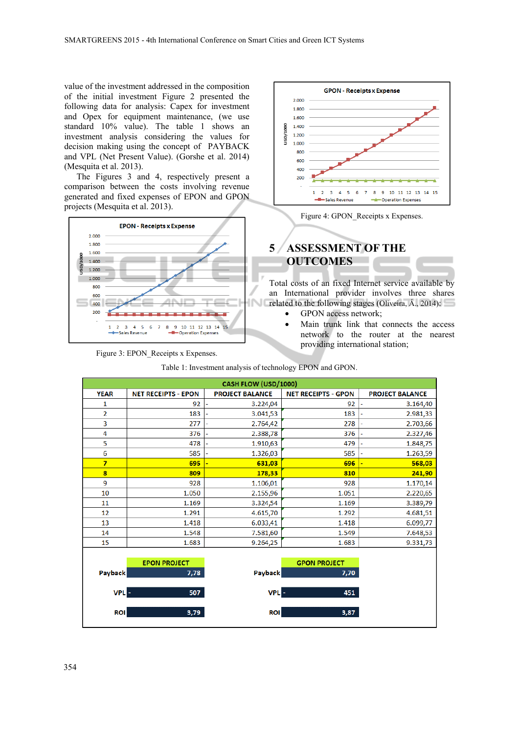value of the investment addressed in the composition of the initial investment Figure 2 presented the following data for analysis: Capex for investment and Opex for equipment maintenance, (we use standard 10% value). The table 1 shows an investment analysis considering the values for decision making using the concept of PAYBACK and VPL (Net Present Value). (Gorshe et al. 2014) (Mesquita et al. 2013).

The Figures 3 and 4, respectively present a comparison between the costs involving revenue generated and fixed expenses of EPON and GPON projects (Mesquita et al. 2013).

Figure 3: EPON_Receipts x Expenses.

Figure 4: GPON_Receipts x Expenses.

## 5 ASSESSMENT OF THE OUTCOMES

Total costs of an fixed Internet service available by an International provider involves three shares related to the following stages (Oliveira, A., 2014):

- GPON access network;
- Main trunk link that connects the access network to the router at the nearest providing international station;

Table 1: Investment analysis of technology EPON and GPON.

| CASH FLOW (USD/1000) | | | | |
|---|---|---|---|---|
| YEAR | NET RECEIPTS - EPON | PROJECT BALANCE | NET RECEIPTS - GPON | PROJECT BALANCE |
| 1 | 92 | - 3.224,04 | 92 | - 3.164,40 |
| 2 | 183 | - 3.041,53 | 183 | - 2.981,33 |
| 3 | 277 | - 2.764,42 | 278 | - 2.703,66 |
| 4 | 376 | - 2.388,78 | 376 | - 2.327,46 |
| 5 | 478 | - 1.910,63 | 479 | - 1.848,75 |
| 6 | 585 | - 1.326,03 | 585 | - 1.263,59 |
| **7** | **695** | **- 631,03** | **696** | **- 568,03** |
| **8** | **809** | **178,33** | **810** | **241,90** |
| 9 | 928 | 1.106,01 | 928 | 1.170,14 |
| 10 | 1.050 | 2.155,96 | 1.051 | 2.220,65 |
| 11 | 1.169 | 3.324,54 | 1.169 | 3.389,79 |
| 12 | 1.291 | 4.615,70 | 1.292 | 4.681,51 |
| 13 | 1.418 | 6.033,41 | 1.418 | 6.099,77 |
| 14 | 1.548 | 7.581,60 | 1.549 | 7.648,53 |
| 15 | 1.683 | 9.264,25 | 1.683 | 9.331,73 |

| | EPON PROJECT | | GPON PROJECT |
|---|---|---|---|
| Payback | 7,78 | Payback | 7,70 |
| VPL | - 507 | VPL | - 451 |
| ROI | 3,79 | ROI | 3,87 |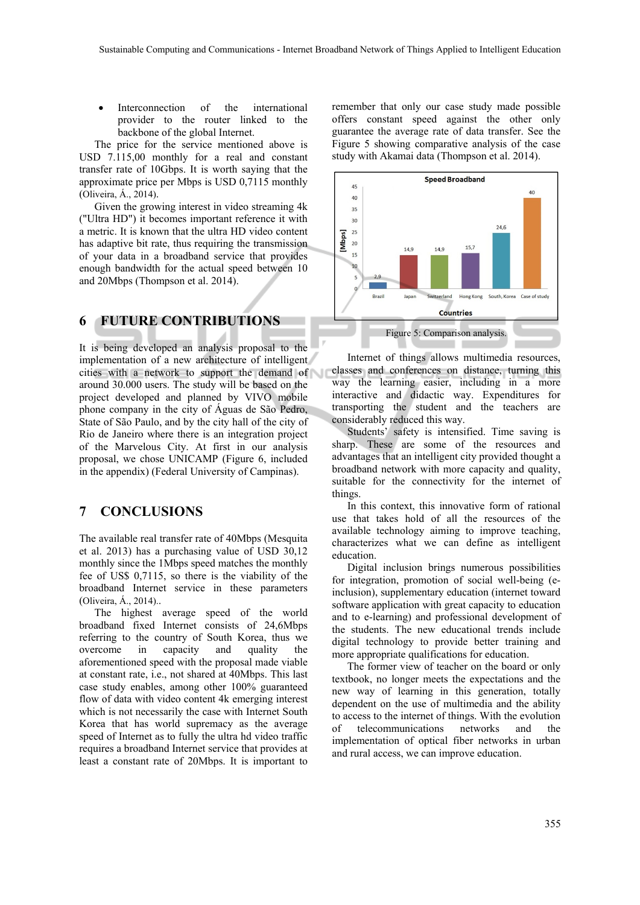- Interconnection of the international provider to the router linked to the backbone of the global Internet.

The price for the service mentioned above is USD 7.115,00 monthly for a real and constant transfer rate of 10Gbps. It is worth saying that the approximate price per Mbps is USD 0,7115 monthly (Oliveira, Á., 2014).

Given the growing interest in video streaming 4k ("Ultra HD") it becomes important reference it with a metric. It is known that the ultra HD video content has adaptive bit rate, thus requiring the transmission of your data in a broadband service that provides enough bandwidth for the actual speed between 10 and 20Mbps (Thompson et al. 2014).

## 6 FUTURE CONTRIBUTIONS

It is being developed an analysis proposal to the implementation of a new architecture of intelligent cities with a network to support the demand of around 30.000 users. The study will be based on the project developed and planned by VIVO mobile phone company in the city of Águas de São Pedro, State of São Paulo, and by the city hall of the city of Rio de Janeiro where there is an integration project of the Marvelous City. At first in our analysis proposal, we chose UNICAMP (Figure 6, included in the appendix) (Federal University of Campinas).

## 7 CONCLUSIONS

The available real transfer rate of 40Mbps (Mesquita et al. 2013) has a purchasing value of USD 30,12 monthly since the 1Mbps speed matches the monthly fee of US$ 0,7115, so there is the viability of the broadband Internet service in these parameters (Oliveira, Á., 2014)..

The highest average speed of the world broadband fixed Internet consists of 24,6Mbps referring to the country of South Korea, thus we overcome in capacity and quality the aforementioned speed with the proposal made viable at constant rate, i.e., not shared at 40Mbps. This last case study enables, among other 100% guaranteed flow of data with video content 4k emerging interest which is not necessarily the case with Internet South Korea that has world supremacy as the average speed of Internet as to fully the ultra hd video traffic requires a broadband Internet service that provides at least a constant rate of 20Mbps. It is important to remember that only our case study made possible offers constant speed against the other only guarantee the average rate of data transfer. See the Figure 5 showing comparative analysis of the case study with Akamai data (Thompson et al. 2014).

Figure 5: Comparison analysis.

Internet of things allows multimedia resources, classes and conferences on distance, turning this way the learning easier, including in a more interactive and didactic way. Expenditures for transporting the student and the teachers are considerably reduced this way.

Students' safety is intensified. Time saving is sharp. These are some of the resources and advantages that an intelligent city provided thought a broadband network with more capacity and quality, suitable for the connectivity for the internet of things.

In this context, this innovative form of rational use that takes hold of all the resources of the available technology aiming to improve teaching, characterizes what we can define as intelligent education.

Digital inclusion brings numerous possibilities for integration, promotion of social well-being (e-inclusion), supplementary education (internet toward software application with great capacity to education and to e-learning) and professional development of the students. The new educational trends include digital technology to provide better training and more appropriate qualifications for education.

The former view of teacher on the board or only textbook, no longer meets the expectations and the new way of learning in this generation, totally dependent on the use of multimedia and the ability to access to the internet of things. With the evolution of telecommunications networks and the implementation of optical fiber networks in urban and rural access, we can improve education.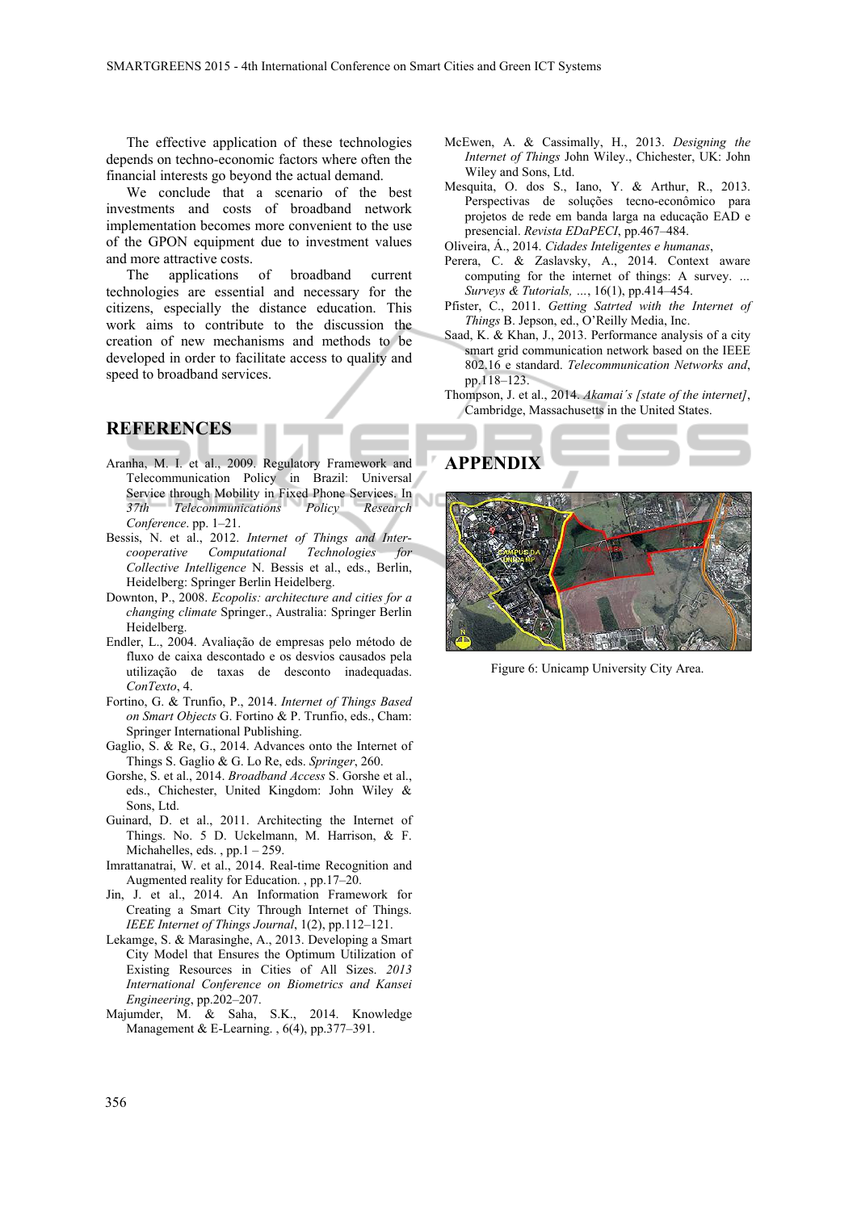The effective application of these technologies depends on techno-economic factors where often the financial interests go beyond the actual demand.

We conclude that a scenario of the best investments and costs of broadband network implementation becomes more convenient to the use of the GPON equipment due to investment values and more attractive costs.

The applications of broadband current technologies are essential and necessary for the citizens, especially the distance education. This work aims to contribute to the discussion the creation of new mechanisms and methods to be developed in order to facilitate access to quality and speed to broadband services.

## REFERENCES

Aranha, M. I. et al., 2009. Regulatory Framework and Telecommunication Policy in Brazil: Universal Service through Mobility in Fixed Phone Services. In *37th Telecommunications Policy Research Conference*. pp. 1–21.

Bessis, N. et al., 2012. *Internet of Things and Inter-cooperative Computational Technologies for Collective Intelligence* N. Bessis et al., eds., Berlin, Heidelberg: Springer Berlin Heidelberg.

Downton, P., 2008. *Ecopolis: architecture and cities for a changing climate* Springer., Australia: Springer Berlin Heidelberg.

Endler, L., 2004. Avaliação de empresas pelo método de fluxo de caixa descontado e os desvios causados pela utilização de taxas de desconto inadequadas. *ConTexto*, 4.

Fortino, G. & Trunfio, P., 2014. *Internet of Things Based on Smart Objects* G. Fortino & P. Trunfio, eds., Cham: Springer International Publishing.

Gaglio, S. & Re, G., 2014. Advances onto the Internet of Things S. Gaglio & G. Lo Re, eds. *Springer*, 260.

Gorshe, S. et al., 2014. *Broadband Access* S. Gorshe et al., eds., Chichester, United Kingdom: John Wiley & Sons, Ltd.

Guinard, D. et al., 2011. Architecting the Internet of Things. No. 5 D. Uckelmann, M. Harrison, & F. Michahelles, eds. , pp.1 – 259.

Imrattanatrai, W. et al., 2014. Real-time Recognition and Augmented reality for Education. , pp.17–20.

Jin, J. et al., 2014. An Information Framework for Creating a Smart City Through Internet of Things. *IEEE Internet of Things Journal*, 1(2), pp.112–121.

Lekamge, S. & Marasinghe, A., 2013. Developing a Smart City Model that Ensures the Optimum Utilization of Existing Resources in Cities of All Sizes. *2013 International Conference on Biometrics and Kansei Engineering*, pp.202–207.

Majumder, M. & Saha, S.K., 2014. Knowledge Management & E-Learning. , 6(4), pp.377–391.

McEwen, A. & Cassimally, H., 2013. *Designing the Internet of Things* John Wiley., Chichester, UK: John Wiley and Sons, Ltd.

Mesquita, O. dos S., Iano, Y. & Arthur, R., 2013. Perspectivas de soluções tecno-econômico para projetos de rede em banda larga na educação EAD e presencial. *Revista EDaPECI*, pp.467–484.

Oliveira, Á., 2014. *Cidades Inteligentes e humanas*,

Perera, C. & Zaslavsky, A., 2014. Context aware computing for the internet of things: A survey. ... *Surveys & Tutorials, ...*, 16(1), pp.414–454.

Pfister, C., 2011. *Getting Satrted with the Internet of Things* B. Jepson, ed., O'Reilly Media, Inc.

Saad, K. & Khan, J., 2013. Performance analysis of a city smart grid communication network based on the IEEE 802.16 e standard. *Telecommunication Networks and*, pp.118–123.

Thompson, J. et al., 2014. *Akamai´s [state of the internet]*, Cambridge, Massachusetts in the United States.

## APPENDIX

Figure 6: Unicamp University City Area.